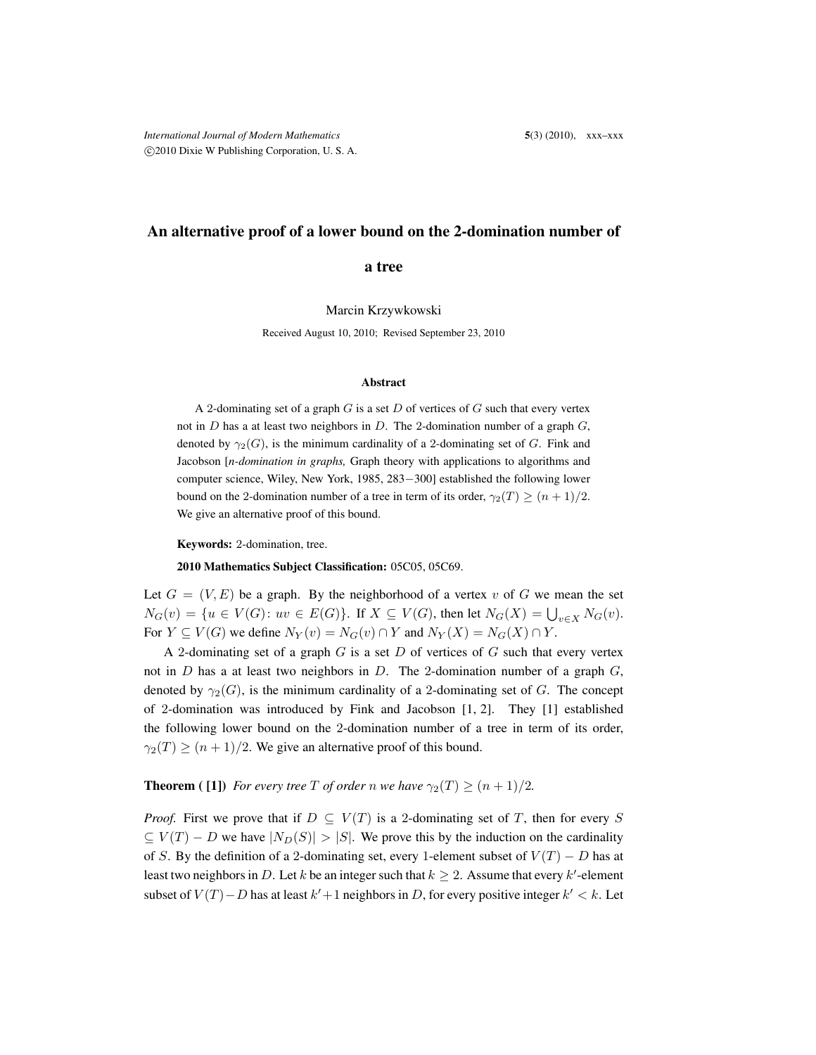# An alternative proof of a lower bound on the 2-domination number of a tree

Marcin Krzywkowski

Received August 10, 2010; Revised September 23, 2010

### Abstract

A 2-dominating set of a graph $G$ is a set $D$ of vertices of $G$ such that every vertex not in $D$ has a at least two neighbors in $D$. The 2-domination number of a graph $G$, denoted by $\gamma_2(G)$, is the minimum cardinality of a 2-dominating set of $G$. Fink and Jacobson [*n-domination in graphs,* Graph theory with applications to algorithms and computer science, Wiley, New York, 1985, 283−300] established the following lower bound on the 2-domination number of a tree in term of its order, $\gamma_2(T) \geq (n+1)/2$. We give an alternative proof of this bound.

**Keywords:** 2-domination, tree.

**2010 Mathematics Subject Classification:** 05C05, 05C69.

Let $G = (V, E)$ be a graph. By the neighborhood of a vertex $v$ of $G$ we mean the set $N_G(v) = \{u \in V(G) \colon uv \in E(G)\}$. If $X \subseteq V(G)$, then let $N_G(X) = \bigcup_{v \in X} N_G(v)$. For $Y \subseteq V(G)$ we define $N_Y(v) = N_G(v) \cap Y$ and $N_Y(X) = N_G(X) \cap Y$.

A 2-dominating set of a graph $G$ is a set $D$ of vertices of $G$ such that every vertex not in $D$ has a at least two neighbors in $D$. The 2-domination number of a graph $G$, denoted by $\gamma_2(G)$, is the minimum cardinality of a 2-dominating set of $G$. The concept of 2-domination was introduced by Fink and Jacobson [1, 2]. They [1] established the following lower bound on the 2-domination number of a tree in term of its order, $\gamma_2(T) \geq (n+1)/2$. We give an alternative proof of this bound.

**Theorem ( [1])** *For every tree $T$ of order $n$ we have $\gamma_2(T) \geq (n+1)/2$.*

*Proof.* First we prove that if $D \subseteq V(T)$ is a 2-dominating set of $T$, then for every $S \subseteq V(T) - D$ we have $|N_D(S)| > |S|$. We prove this by the induction on the cardinality of $S$. By the definition of a 2-dominating set, every 1-element subset of $V(T) - D$ has at least two neighbors in $D$. Let $k$ be an integer such that $k \geq 2$. Assume that every $k'$-element subset of $V(T) - D$ has at least $k'+1$ neighbors in $D$, for every positive integer $k' < k$. Let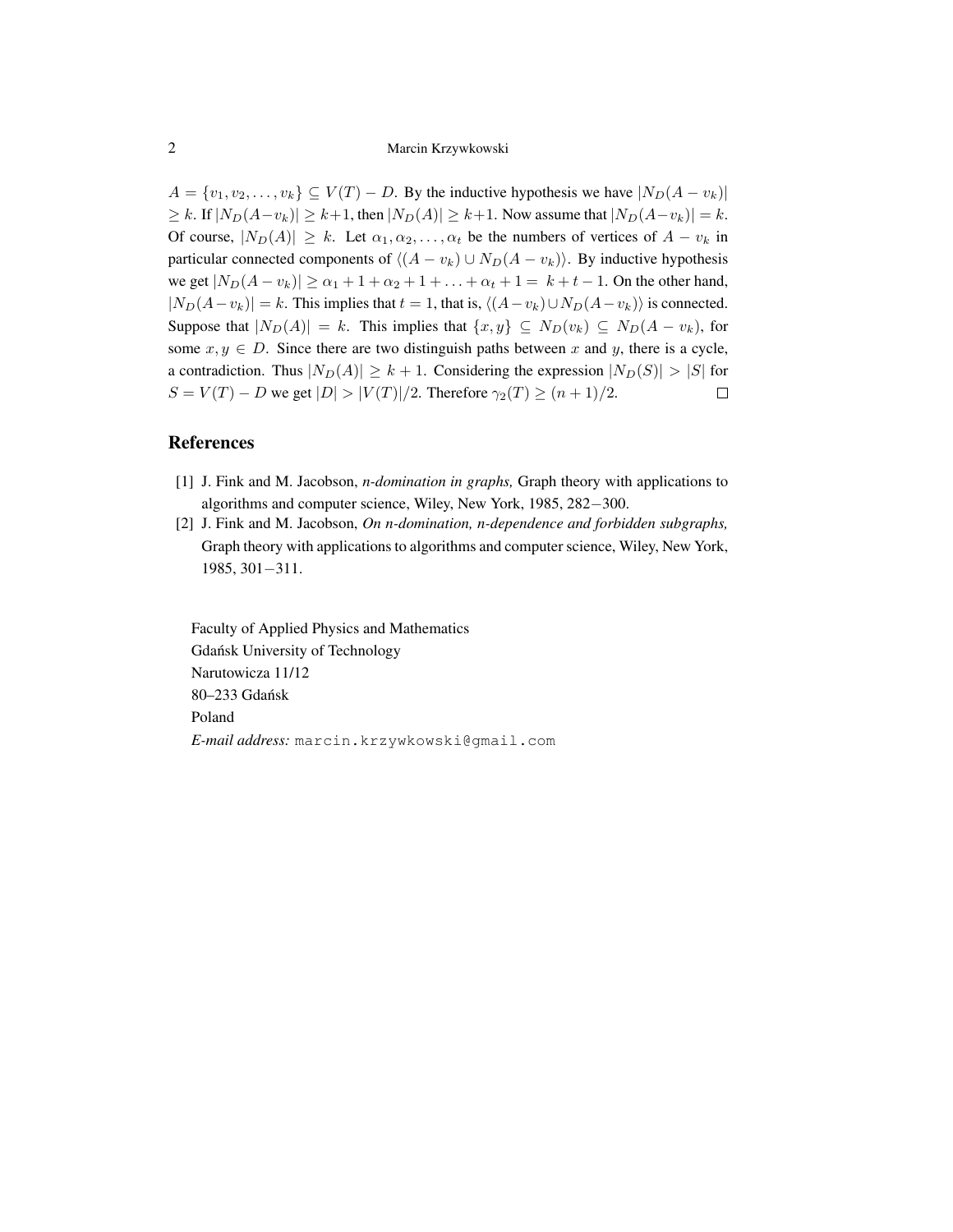$A = \{v_1, v_2, \ldots, v_k\} \subseteq V(T) - D$. By the inductive hypothesis we have $|N_D(A - v_k)| \geq k$. If $|N_D(A - v_k)| \geq k+1$, then $|N_D(A)| \geq k+1$. Now assume that $|N_D(A - v_k)| = k$. Of course, $|N_D(A)| \geq k$. Let $\alpha_1, \alpha_2, \ldots, \alpha_t$ be the numbers of vertices of $A - v_k$ in particular connected components of $\langle (A - v_k) \cup N_D(A - v_k) \rangle$. By inductive hypothesis we get $|N_D(A - v_k)| \geq \alpha_1 + 1 + \alpha_2 + 1 + \ldots + \alpha_t + 1 = k + t - 1$. On the other hand, $|N_D(A - v_k)| = k$. This implies that $t = 1$, that is, $\langle (A - v_k) \cup N_D(A - v_k) \rangle$ is connected. Suppose that $|N_D(A)| = k$. This implies that $\{x, y\} \subseteq N_D(v_k) \subseteq N_D(A - v_k)$, for some $x, y \in D$. Since there are two distinguish paths between $x$ and $y$, there is a cycle, a contradiction. Thus $|N_D(A)| \geq k + 1$. Considering the expression $|N_D(S)| > |S|$ for $S = V(T) - D$ we get $|D| > |V(T)|/2$. Therefore $\gamma_2(T) \geq (n + 1)/2$. □

## References

[1] J. Fink and M. Jacobson, *n-domination in graphs,* Graph theory with applications to algorithms and computer science, Wiley, New York, 1985, 282−300.

[2] J. Fink and M. Jacobson, *On n-domination, n-dependence and forbidden subgraphs,* Graph theory with applications to algorithms and computer science, Wiley, New York, 1985, 301−311.

Faculty of Applied Physics and Mathematics
Gdańsk University of Technology
Narutowicza 11/12
80–233 Gdańsk
Poland
*E-mail address:* marcin.krzywkowski@gmail.com